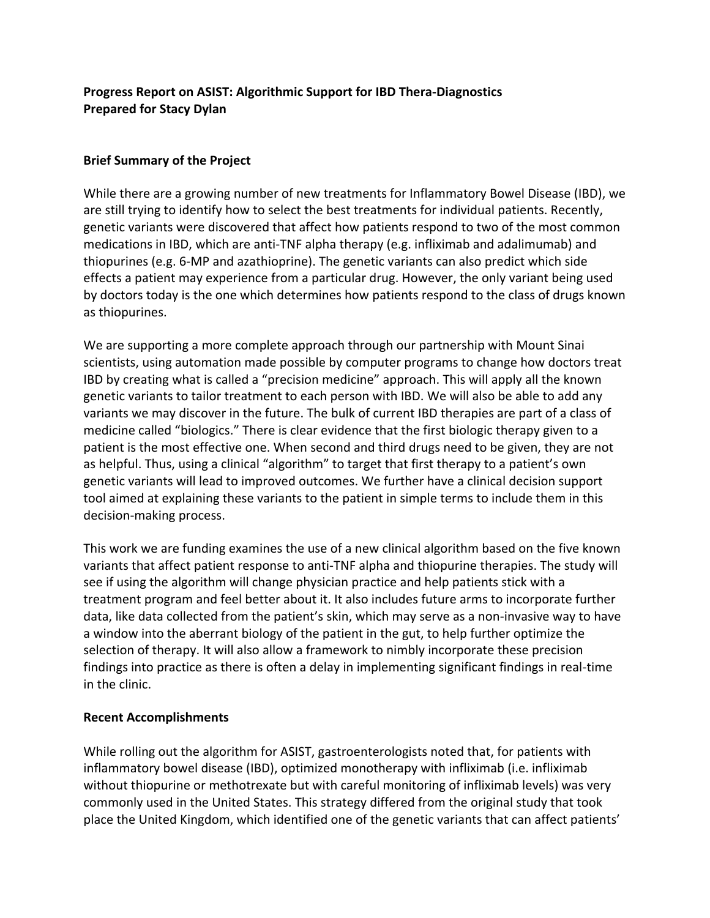**Progress Report on ASIST: Algorithmic Support for IBD Thera-Diagnostics**
**Prepared for Stacy Dylan**

**Brief Summary of the Project**

While there are a growing number of new treatments for Inflammatory Bowel Disease (IBD), we are still trying to identify how to select the best treatments for individual patients. Recently, genetic variants were discovered that affect how patients respond to two of the most common medications in IBD, which are anti-TNF alpha therapy (e.g. infliximab and adalimumab) and thiopurines (e.g. 6-MP and azathioprine). The genetic variants can also predict which side effects a patient may experience from a particular drug. However, the only variant being used by doctors today is the one which determines how patients respond to the class of drugs known as thiopurines.

We are supporting a more complete approach through our partnership with Mount Sinai scientists, using automation made possible by computer programs to change how doctors treat IBD by creating what is called a "precision medicine" approach. This will apply all the known genetic variants to tailor treatment to each person with IBD. We will also be able to add any variants we may discover in the future. The bulk of current IBD therapies are part of a class of medicine called "biologics." There is clear evidence that the first biologic therapy given to a patient is the most effective one. When second and third drugs need to be given, they are not as helpful. Thus, using a clinical "algorithm" to target that first therapy to a patient's own genetic variants will lead to improved outcomes. We further have a clinical decision support tool aimed at explaining these variants to the patient in simple terms to include them in this decision-making process.

This work we are funding examines the use of a new clinical algorithm based on the five known variants that affect patient response to anti-TNF alpha and thiopurine therapies. The study will see if using the algorithm will change physician practice and help patients stick with a treatment program and feel better about it. It also includes future arms to incorporate further data, like data collected from the patient's skin, which may serve as a non-invasive way to have a window into the aberrant biology of the patient in the gut, to help further optimize the selection of therapy. It will also allow a framework to nimbly incorporate these precision findings into practice as there is often a delay in implementing significant findings in real-time in the clinic.

**Recent Accomplishments**

While rolling out the algorithm for ASIST, gastroenterologists noted that, for patients with inflammatory bowel disease (IBD), optimized monotherapy with infliximab (i.e. infliximab without thiopurine or methotrexate but with careful monitoring of infliximab levels) was very commonly used in the United States. This strategy differed from the original study that took place the United Kingdom, which identified one of the genetic variants that can affect patients'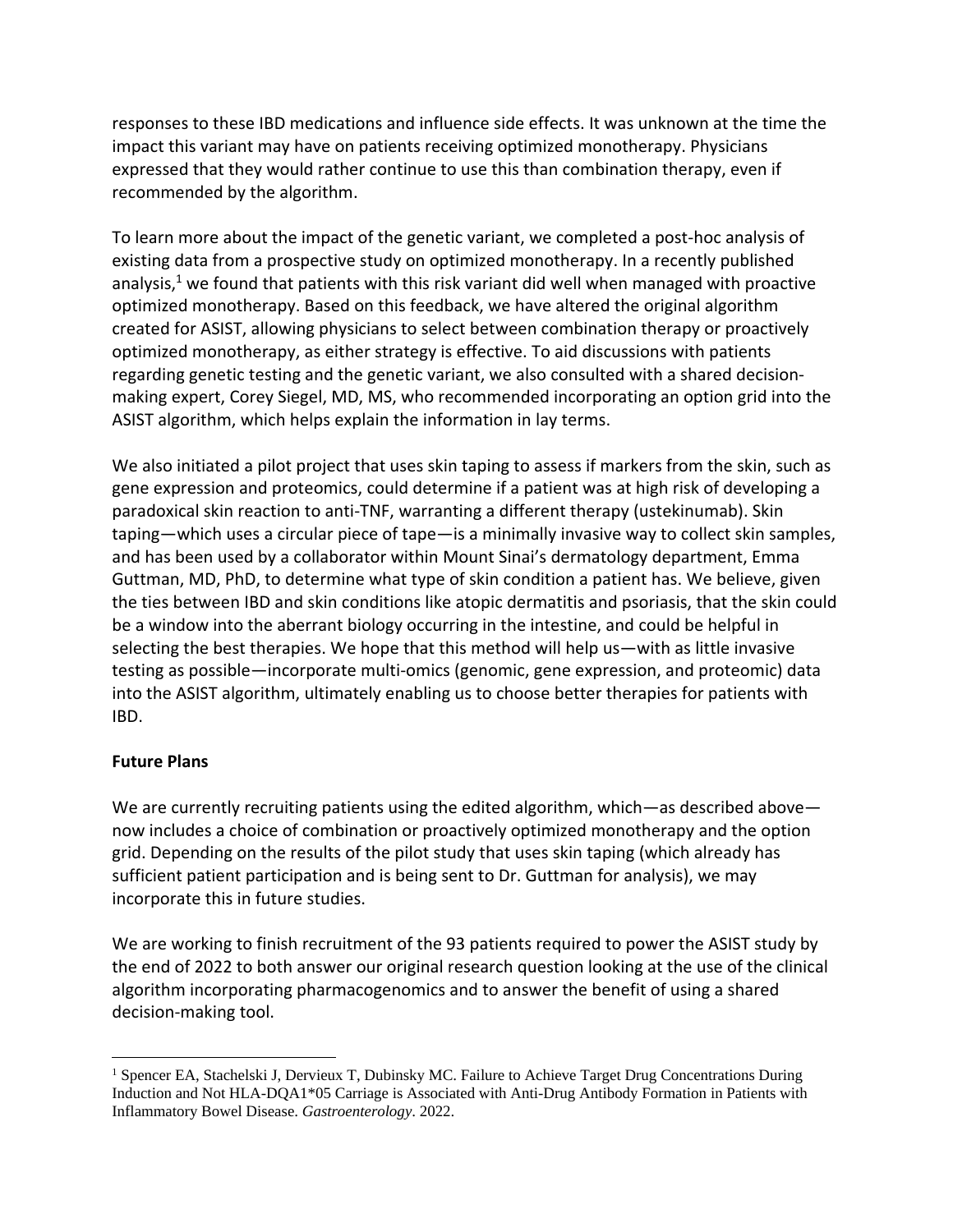responses to these IBD medications and influence side effects. It was unknown at the time the impact this variant may have on patients receiving optimized monotherapy. Physicians expressed that they would rather continue to use this than combination therapy, even if recommended by the algorithm.

To learn more about the impact of the genetic variant, we completed a post-hoc analysis of existing data from a prospective study on optimized monotherapy. In a recently published analysis,[1] we found that patients with this risk variant did well when managed with proactive optimized monotherapy. Based on this feedback, we have altered the original algorithm created for ASIST, allowing physicians to select between combination therapy or proactively optimized monotherapy, as either strategy is effective. To aid discussions with patients regarding genetic testing and the genetic variant, we also consulted with a shared decision-making expert, Corey Siegel, MD, MS, who recommended incorporating an option grid into the ASIST algorithm, which helps explain the information in lay terms.

We also initiated a pilot project that uses skin taping to assess if markers from the skin, such as gene expression and proteomics, could determine if a patient was at high risk of developing a paradoxical skin reaction to anti-TNF, warranting a different therapy (ustekinumab). Skin taping—which uses a circular piece of tape—is a minimally invasive way to collect skin samples, and has been used by a collaborator within Mount Sinai's dermatology department, Emma Guttman, MD, PhD, to determine what type of skin condition a patient has. We believe, given the ties between IBD and skin conditions like atopic dermatitis and psoriasis, that the skin could be a window into the aberrant biology occurring in the intestine, and could be helpful in selecting the best therapies. We hope that this method will help us—with as little invasive testing as possible—incorporate multi-omics (genomic, gene expression, and proteomic) data into the ASIST algorithm, ultimately enabling us to choose better therapies for patients with IBD.

**Future Plans**

We are currently recruiting patients using the edited algorithm, which—as described above—now includes a choice of combination or proactively optimized monotherapy and the option grid. Depending on the results of the pilot study that uses skin taping (which already has sufficient patient participation and is being sent to Dr. Guttman for analysis), we may incorporate this in future studies.

We are working to finish recruitment of the 93 patients required to power the ASIST study by the end of 2022 to both answer our original research question looking at the use of the clinical algorithm incorporating pharmacogenomics and to answer the benefit of using a shared decision-making tool.

---

[1] Spencer EA, Stachelski J, Dervieux T, Dubinsky MC. Failure to Achieve Target Drug Concentrations During Induction and Not HLA-DQA1*05 Carriage is Associated with Anti-Drug Antibody Formation in Patients with Inflammatory Bowel Disease. *Gastroenterology*. 2022.